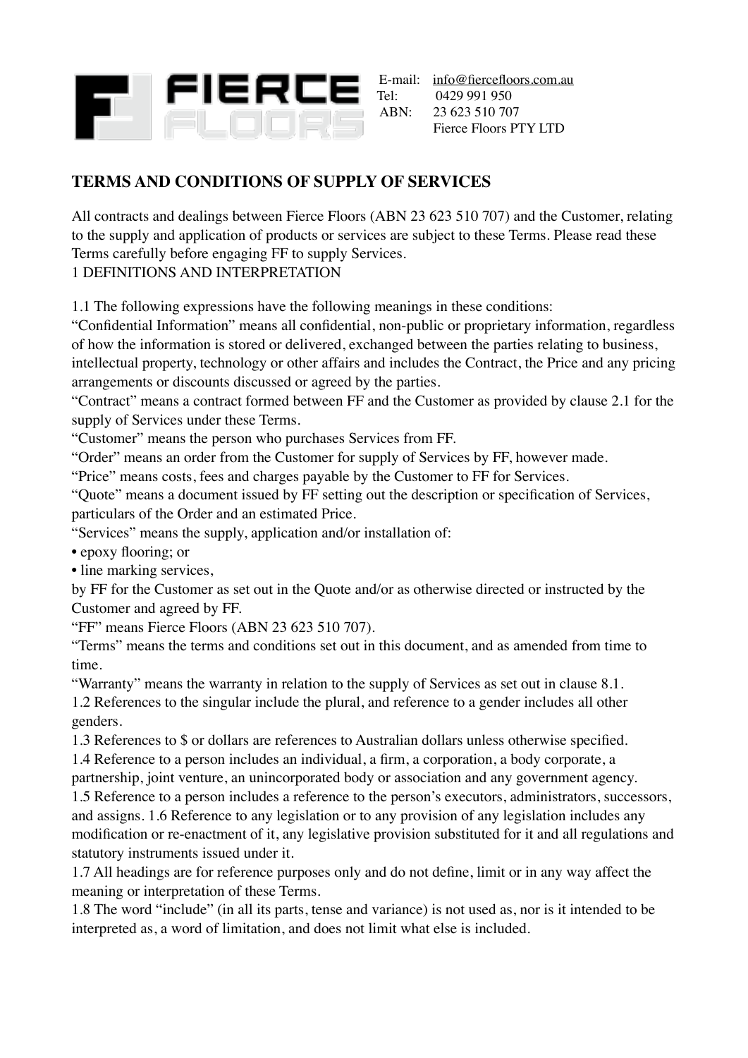FIERCE FLOORS

E-mail: info@fiercefloors.com.au
Tel: 0429 991 950
ABN: 23 623 510 707
Fierce Floors PTY LTD

## TERMS AND CONDITIONS OF SUPPLY OF SERVICES

All contracts and dealings between Fierce Floors (ABN 23 623 510 707) and the Customer, relating to the supply and application of products or services are subject to these Terms. Please read these Terms carefully before engaging FF to supply Services.

1 DEFINITIONS AND INTERPRETATION

1.1 The following expressions have the following meanings in these conditions:

"Confidential Information" means all confidential, non-public or proprietary information, regardless of how the information is stored or delivered, exchanged between the parties relating to business, intellectual property, technology or other affairs and includes the Contract, the Price and any pricing arrangements or discounts discussed or agreed by the parties.

"Contract" means a contract formed between FF and the Customer as provided by clause 2.1 for the supply of Services under these Terms.

"Customer" means the person who purchases Services from FF.

"Order" means an order from the Customer for supply of Services by FF, however made.

"Price" means costs, fees and charges payable by the Customer to FF for Services.

"Quote" means a document issued by FF setting out the description or specification of Services, particulars of the Order and an estimated Price.

"Services" means the supply, application and/or installation of:

- epoxy flooring; or
- line marking services,

by FF for the Customer as set out in the Quote and/or as otherwise directed or instructed by the Customer and agreed by FF.

"FF" means Fierce Floors (ABN 23 623 510 707).

"Terms" means the terms and conditions set out in this document, and as amended from time to time.

"Warranty" means the warranty in relation to the supply of Services as set out in clause 8.1.

1.2 References to the singular include the plural, and reference to a gender includes all other genders.

1.3 References to $ or dollars are references to Australian dollars unless otherwise specified.

1.4 Reference to a person includes an individual, a firm, a corporation, a body corporate, a partnership, joint venture, an unincorporated body or association and any government agency.

1.5 Reference to a person includes a reference to the person's executors, administrators, successors, and assigns. 1.6 Reference to any legislation or to any provision of any legislation includes any modification or re-enactment of it, any legislative provision substituted for it and all regulations and statutory instruments issued under it.

1.7 All headings are for reference purposes only and do not define, limit or in any way affect the meaning or interpretation of these Terms.

1.8 The word "include" (in all its parts, tense and variance) is not used as, nor is it intended to be interpreted as, a word of limitation, and does not limit what else is included.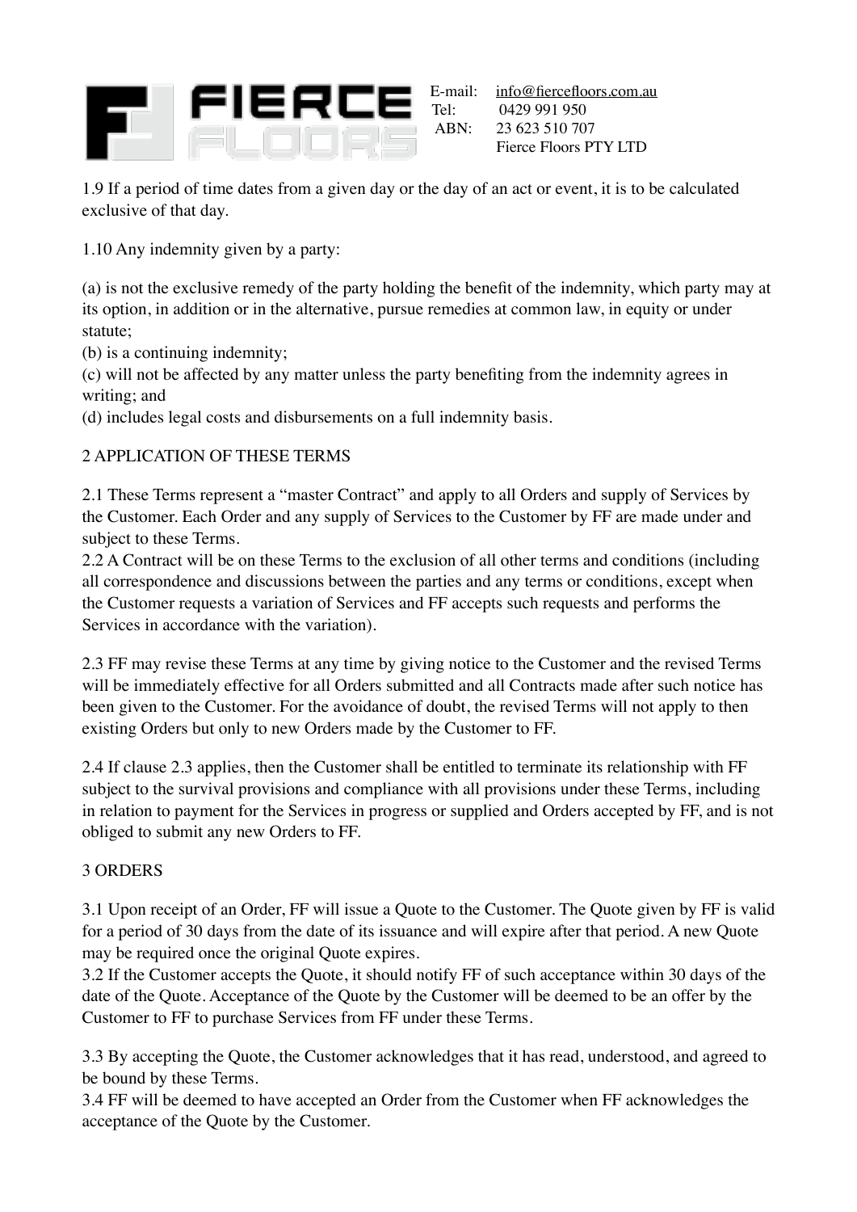1.9 If a period of time dates from a given day or the day of an act or event, it is to be calculated exclusive of that day.

1.10 Any indemnity given by a party:

(a) is not the exclusive remedy of the party holding the benefit of the indemnity, which party may at its option, in addition or in the alternative, pursue remedies at common law, in equity or under statute;
(b) is a continuing indemnity;
(c) will not be affected by any matter unless the party benefiting from the indemnity agrees in writing; and
(d) includes legal costs and disbursements on a full indemnity basis.

## 2 APPLICATION OF THESE TERMS

2.1 These Terms represent a "master Contract" and apply to all Orders and supply of Services by the Customer. Each Order and any supply of Services to the Customer by FF are made under and subject to these Terms.
2.2 A Contract will be on these Terms to the exclusion of all other terms and conditions (including all correspondence and discussions between the parties and any terms or conditions, except when the Customer requests a variation of Services and FF accepts such requests and performs the Services in accordance with the variation).

2.3 FF may revise these Terms at any time by giving notice to the Customer and the revised Terms will be immediately effective for all Orders submitted and all Contracts made after such notice has been given to the Customer. For the avoidance of doubt, the revised Terms will not apply to then existing Orders but only to new Orders made by the Customer to FF.

2.4 If clause 2.3 applies, then the Customer shall be entitled to terminate its relationship with FF subject to the survival provisions and compliance with all provisions under these Terms, including in relation to payment for the Services in progress or supplied and Orders accepted by FF, and is not obliged to submit any new Orders to FF.

## 3 ORDERS

3.1 Upon receipt of an Order, FF will issue a Quote to the Customer. The Quote given by FF is valid for a period of 30 days from the date of its issuance and will expire after that period. A new Quote may be required once the original Quote expires.
3.2 If the Customer accepts the Quote, it should notify FF of such acceptance within 30 days of the date of the Quote. Acceptance of the Quote by the Customer will be deemed to be an offer by the Customer to FF to purchase Services from FF under these Terms.

3.3 By accepting the Quote, the Customer acknowledges that it has read, understood, and agreed to be bound by these Terms.
3.4 FF will be deemed to have accepted an Order from the Customer when FF acknowledges the acceptance of the Quote by the Customer.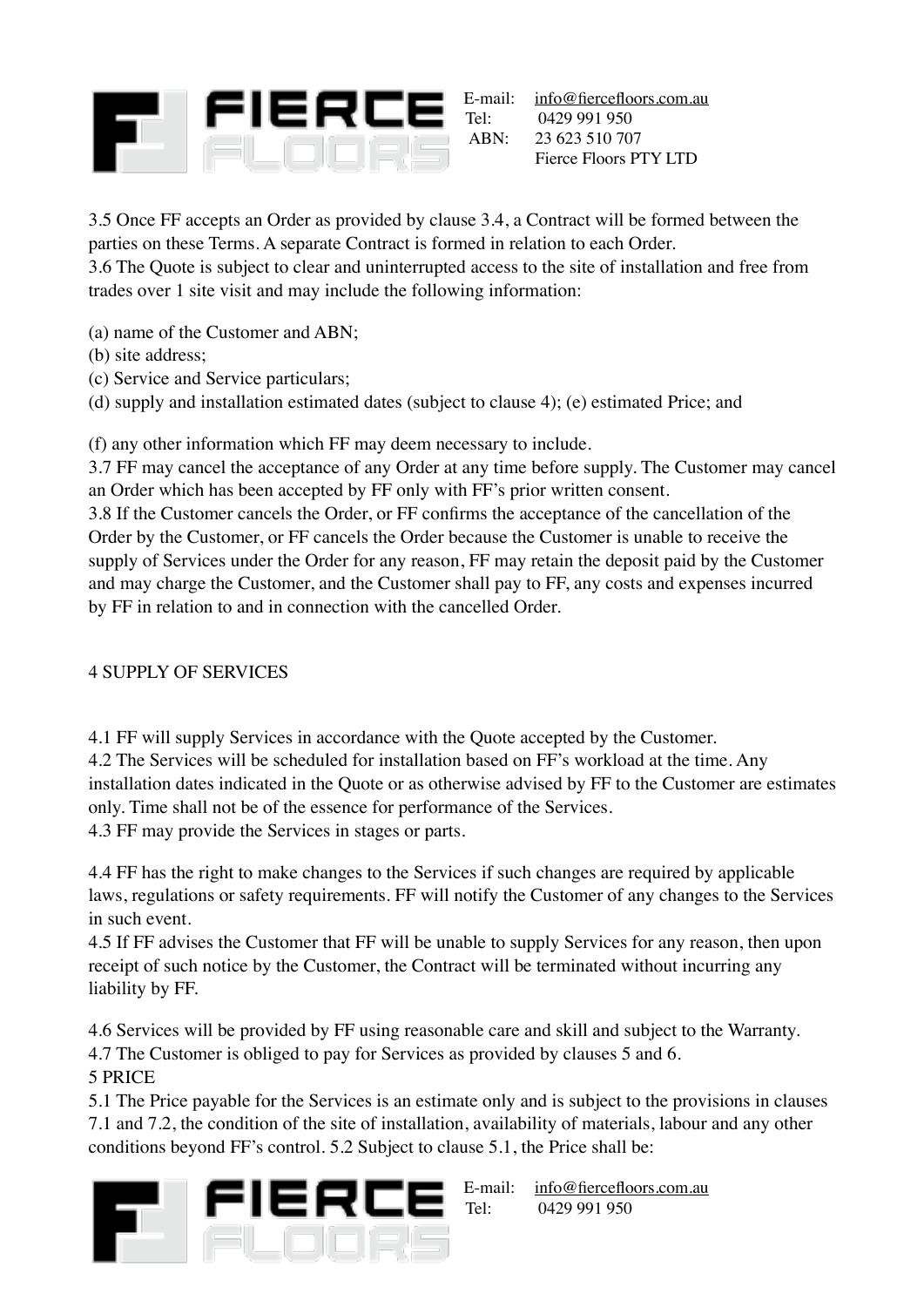3.5 Once FF accepts an Order as provided by clause 3.4, a Contract will be formed between the parties on these Terms. A separate Contract is formed in relation to each Order.
3.6 The Quote is subject to clear and uninterrupted access to the site of installation and free from trades over 1 site visit and may include the following information:

(a) name of the Customer and ABN;
(b) site address;
(c) Service and Service particulars;
(d) supply and installation estimated dates (subject to clause 4); (e) estimated Price; and

(f) any other information which FF may deem necessary to include.
3.7 FF may cancel the acceptance of any Order at any time before supply. The Customer may cancel an Order which has been accepted by FF only with FF's prior written consent.
3.8 If the Customer cancels the Order, or FF confirms the acceptance of the cancellation of the Order by the Customer, or FF cancels the Order because the Customer is unable to receive the supply of Services under the Order for any reason, FF may retain the deposit paid by the Customer and may charge the Customer, and the Customer shall pay to FF, any costs and expenses incurred by FF in relation to and in connection with the cancelled Order.

## 4 SUPPLY OF SERVICES

4.1 FF will supply Services in accordance with the Quote accepted by the Customer.
4.2 The Services will be scheduled for installation based on FF's workload at the time. Any installation dates indicated in the Quote or as otherwise advised by FF to the Customer are estimates only. Time shall not be of the essence for performance of the Services.
4.3 FF may provide the Services in stages or parts.

4.4 FF has the right to make changes to the Services if such changes are required by applicable laws, regulations or safety requirements. FF will notify the Customer of any changes to the Services in such event.
4.5 If FF advises the Customer that FF will be unable to supply Services for any reason, then upon receipt of such notice by the Customer, the Contract will be terminated without incurring any liability by FF.

4.6 Services will be provided by FF using reasonable care and skill and subject to the Warranty.
4.7 The Customer is obliged to pay for Services as provided by clauses 5 and 6.

## 5 PRICE

5.1 The Price payable for the Services is an estimate only and is subject to the provisions in clauses 7.1 and 7.2, the condition of the site of installation, availability of materials, labour and any other conditions beyond FF's control. 5.2 Subject to clause 5.1, the Price shall be: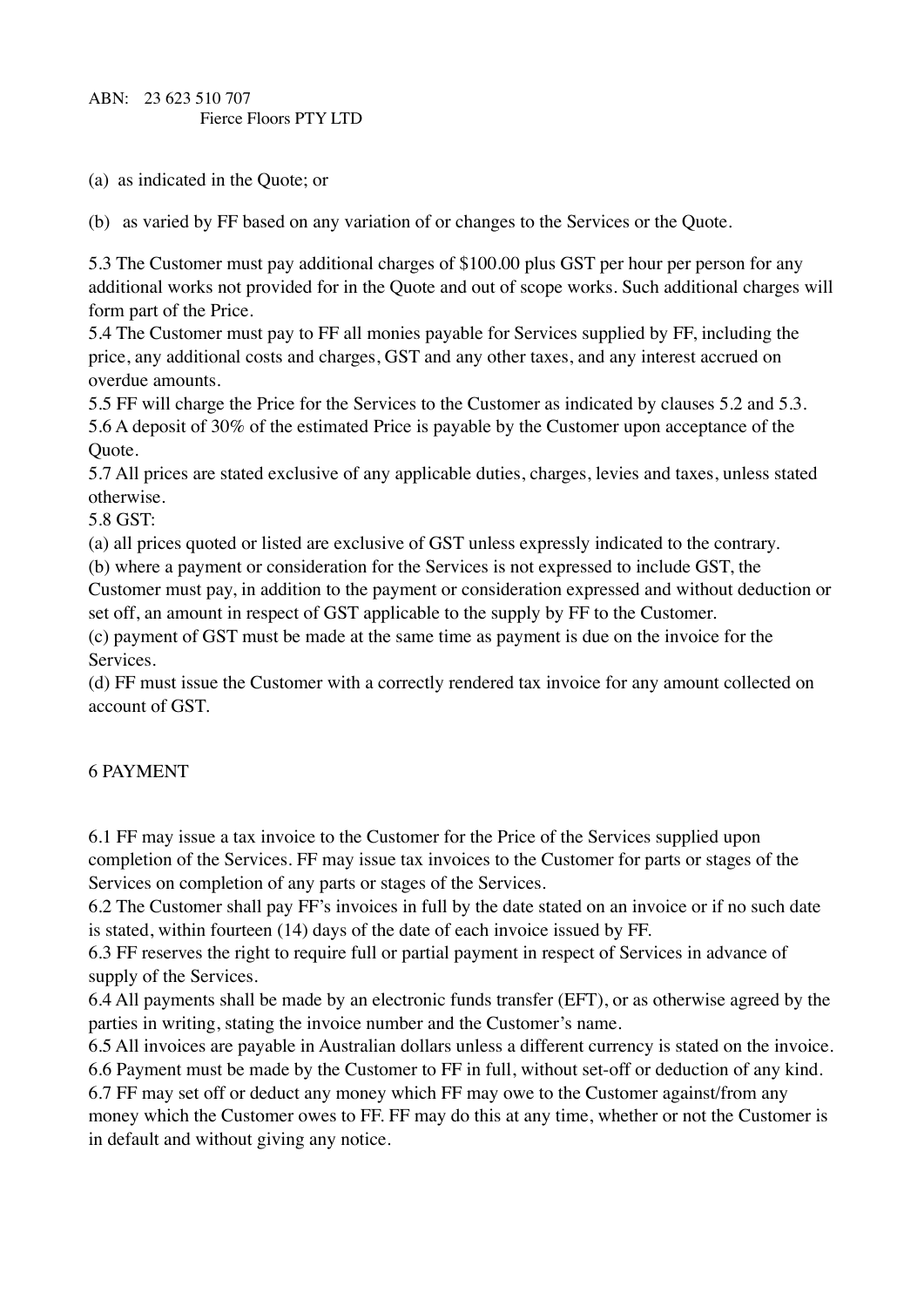ABN: 23 623 510 707
Fierce Floors PTY LTD

(a) as indicated in the Quote; or

(b) as varied by FF based on any variation of or changes to the Services or the Quote.

5.3 The Customer must pay additional charges of $100.00 plus GST per hour per person for any additional works not provided for in the Quote and out of scope works. Such additional charges will form part of the Price.

5.4 The Customer must pay to FF all monies payable for Services supplied by FF, including the price, any additional costs and charges, GST and any other taxes, and any interest accrued on overdue amounts.

5.5 FF will charge the Price for the Services to the Customer as indicated by clauses 5.2 and 5.3.

5.6 A deposit of 30% of the estimated Price is payable by the Customer upon acceptance of the Quote.

5.7 All prices are stated exclusive of any applicable duties, charges, levies and taxes, unless stated otherwise.

5.8 GST:

(a) all prices quoted or listed are exclusive of GST unless expressly indicated to the contrary.

(b) where a payment or consideration for the Services is not expressed to include GST, the Customer must pay, in addition to the payment or consideration expressed and without deduction or set off, an amount in respect of GST applicable to the supply by FF to the Customer.

(c) payment of GST must be made at the same time as payment is due on the invoice for the Services.

(d) FF must issue the Customer with a correctly rendered tax invoice for any amount collected on account of GST.

## 6 PAYMENT

6.1 FF may issue a tax invoice to the Customer for the Price of the Services supplied upon completion of the Services. FF may issue tax invoices to the Customer for parts or stages of the Services on completion of any parts or stages of the Services.

6.2 The Customer shall pay FF's invoices in full by the date stated on an invoice or if no such date is stated, within fourteen (14) days of the date of each invoice issued by FF.

6.3 FF reserves the right to require full or partial payment in respect of Services in advance of supply of the Services.

6.4 All payments shall be made by an electronic funds transfer (EFT), or as otherwise agreed by the parties in writing, stating the invoice number and the Customer's name.

6.5 All invoices are payable in Australian dollars unless a different currency is stated on the invoice.

6.6 Payment must be made by the Customer to FF in full, without set-off or deduction of any kind.

6.7 FF may set off or deduct any money which FF may owe to the Customer against/from any money which the Customer owes to FF. FF may do this at any time, whether or not the Customer is in default and without giving any notice.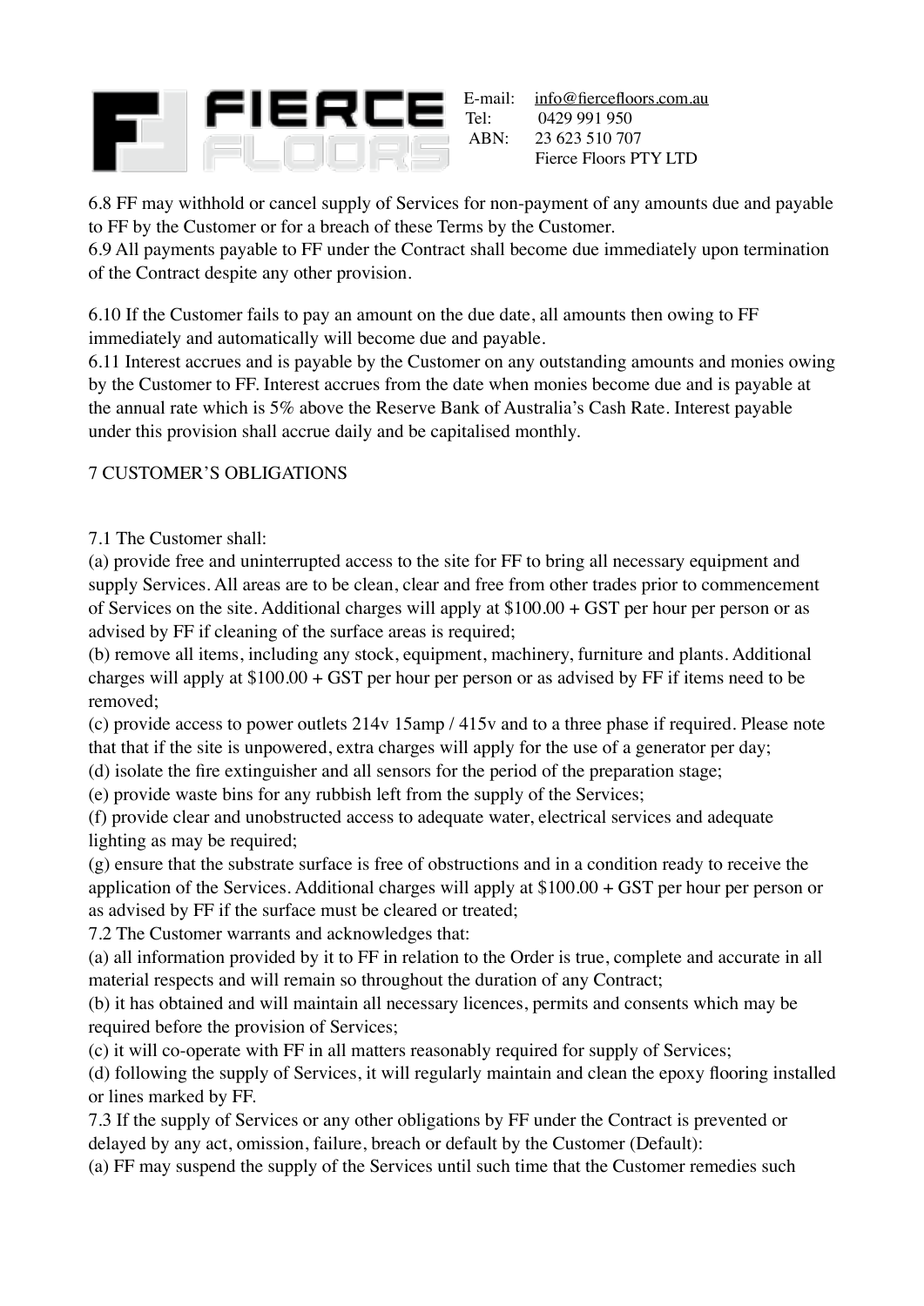6.8 FF may withhold or cancel supply of Services for non-payment of any amounts due and payable to FF by the Customer or for a breach of these Terms by the Customer.
6.9 All payments payable to FF under the Contract shall become due immediately upon termination of the Contract despite any other provision.

6.10 If the Customer fails to pay an amount on the due date, all amounts then owing to FF immediately and automatically will become due and payable.
6.11 Interest accrues and is payable by the Customer on any outstanding amounts and monies owing by the Customer to FF. Interest accrues from the date when monies become due and is payable at the annual rate which is 5% above the Reserve Bank of Australia's Cash Rate. Interest payable under this provision shall accrue daily and be capitalised monthly.

7 CUSTOMER'S OBLIGATIONS

7.1 The Customer shall:
(a) provide free and uninterrupted access to the site for FF to bring all necessary equipment and supply Services. All areas are to be clean, clear and free from other trades prior to commencement of Services on the site. Additional charges will apply at $100.00 + GST per hour per person or as advised by FF if cleaning of the surface areas is required;
(b) remove all items, including any stock, equipment, machinery, furniture and plants. Additional charges will apply at $100.00 + GST per hour per person or as advised by FF if items need to be removed;
(c) provide access to power outlets 214v 15amp / 415v and to a three phase if required. Please note that that if the site is unpowered, extra charges will apply for the use of a generator per day;
(d) isolate the fire extinguisher and all sensors for the period of the preparation stage;
(e) provide waste bins for any rubbish left from the supply of the Services;
(f) provide clear and unobstructed access to adequate water, electrical services and adequate lighting as may be required;
(g) ensure that the substrate surface is free of obstructions and in a condition ready to receive the application of the Services. Additional charges will apply at $100.00 + GST per hour per person or as advised by FF if the surface must be cleared or treated;
7.2 The Customer warrants and acknowledges that:
(a) all information provided by it to FF in relation to the Order is true, complete and accurate in all material respects and will remain so throughout the duration of any Contract;
(b) it has obtained and will maintain all necessary licences, permits and consents which may be required before the provision of Services;
(c) it will co-operate with FF in all matters reasonably required for supply of Services;
(d) following the supply of Services, it will regularly maintain and clean the epoxy flooring installed or lines marked by FF.
7.3 If the supply of Services or any other obligations by FF under the Contract is prevented or delayed by any act, omission, failure, breach or default by the Customer (Default):
(a) FF may suspend the supply of the Services until such time that the Customer remedies such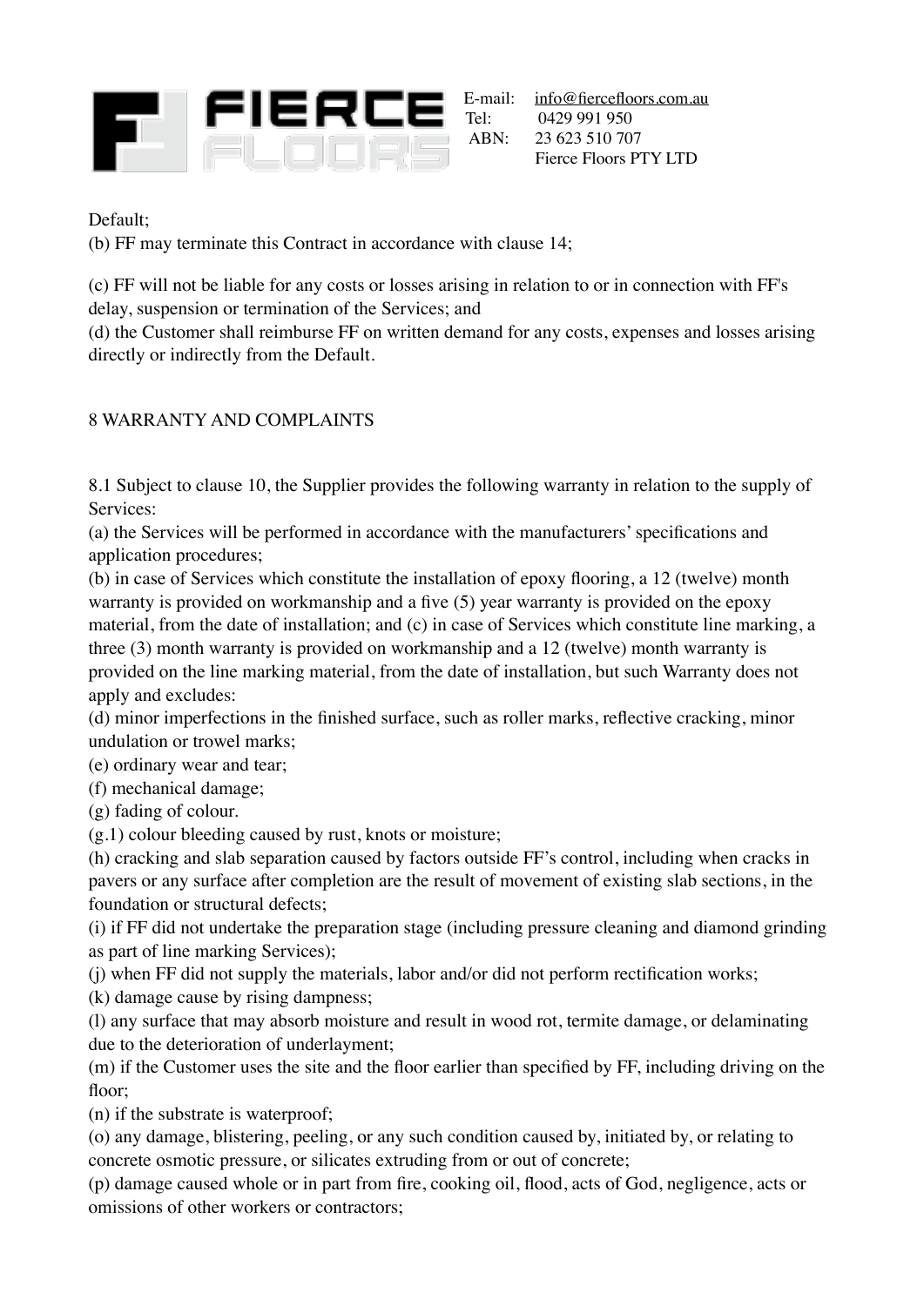Default;

(b) FF may terminate this Contract in accordance with clause 14;

(c) FF will not be liable for any costs or losses arising in relation to or in connection with FF's delay, suspension or termination of the Services; and

(d) the Customer shall reimburse FF on written demand for any costs, expenses and losses arising directly or indirectly from the Default.

## 8 WARRANTY AND COMPLAINTS

8.1 Subject to clause 10, the Supplier provides the following warranty in relation to the supply of Services:

(a) the Services will be performed in accordance with the manufacturers' specifications and application procedures;

(b) in case of Services which constitute the installation of epoxy flooring, a 12 (twelve) month warranty is provided on workmanship and a five (5) year warranty is provided on the epoxy material, from the date of installation; and (c) in case of Services which constitute line marking, a three (3) month warranty is provided on workmanship and a 12 (twelve) month warranty is provided on the line marking material, from the date of installation, but such Warranty does not apply and excludes:

(d) minor imperfections in the finished surface, such as roller marks, reflective cracking, minor undulation or trowel marks;

(e) ordinary wear and tear;

(f) mechanical damage;

(g) fading of colour.

(g.1) colour bleeding caused by rust, knots or moisture;

(h) cracking and slab separation caused by factors outside FF's control, including when cracks in pavers or any surface after completion are the result of movement of existing slab sections, in the foundation or structural defects;

(i) if FF did not undertake the preparation stage (including pressure cleaning and diamond grinding as part of line marking Services);

(j) when FF did not supply the materials, labor and/or did not perform rectification works;

(k) damage cause by rising dampness;

(l) any surface that may absorb moisture and result in wood rot, termite damage, or delaminating due to the deterioration of underlayment;

(m) if the Customer uses the site and the floor earlier than specified by FF, including driving on the floor;

(n) if the substrate is waterproof;

(o) any damage, blistering, peeling, or any such condition caused by, initiated by, or relating to concrete osmotic pressure, or silicates extruding from or out of concrete;

(p) damage caused whole or in part from fire, cooking oil, flood, acts of God, negligence, acts or omissions of other workers or contractors;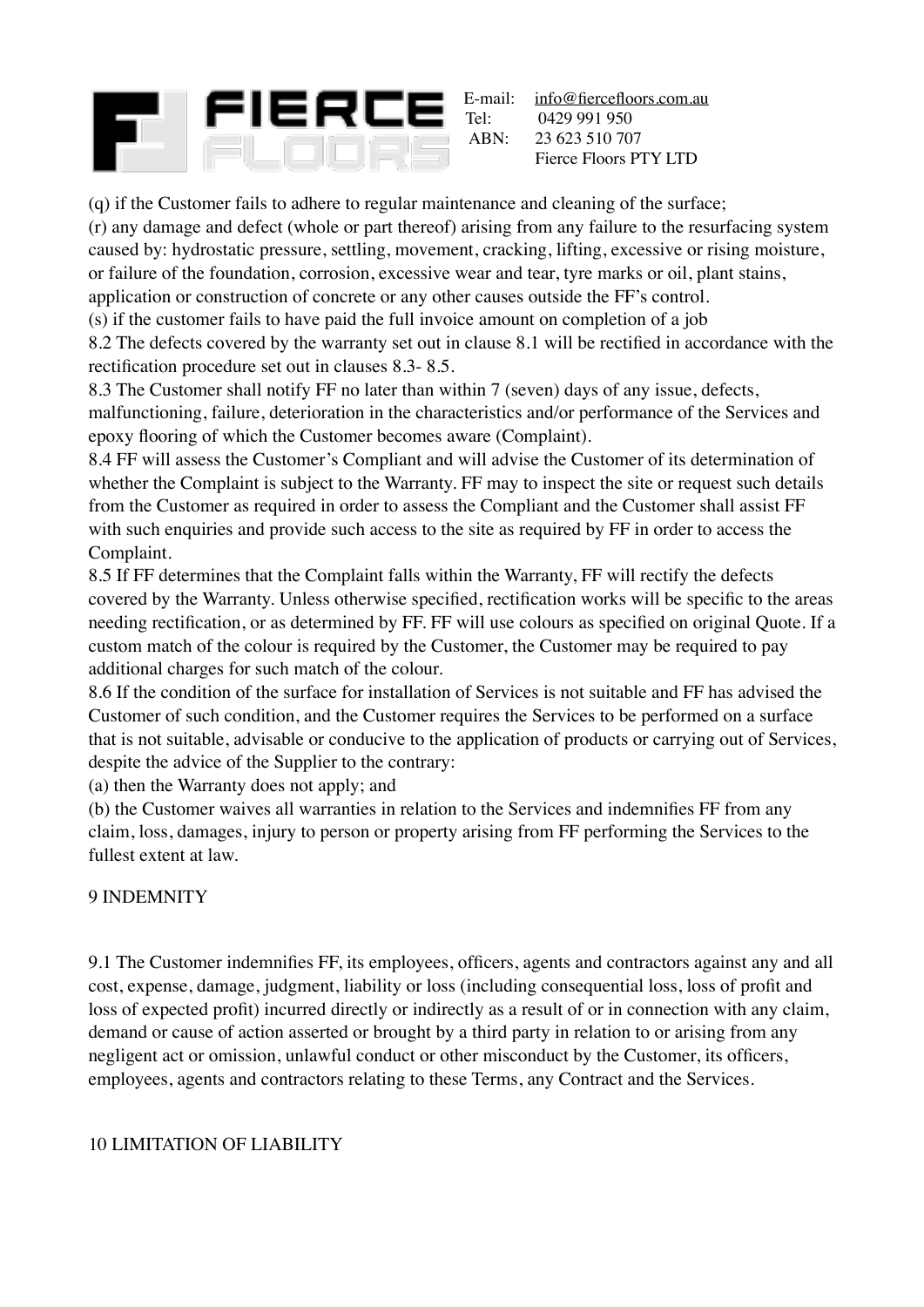(q) if the Customer fails to adhere to regular maintenance and cleaning of the surface;

(r) any damage and defect (whole or part thereof) arising from any failure to the resurfacing system caused by: hydrostatic pressure, settling, movement, cracking, lifting, excessive or rising moisture, or failure of the foundation, corrosion, excessive wear and tear, tyre marks or oil, plant stains, application or construction of concrete or any other causes outside the FF's control.

(s) if the customer fails to have paid the full invoice amount on completion of a job

8.2 The defects covered by the warranty set out in clause 8.1 will be rectified in accordance with the rectification procedure set out in clauses 8.3- 8.5.

8.3 The Customer shall notify FF no later than within 7 (seven) days of any issue, defects, malfunctioning, failure, deterioration in the characteristics and/or performance of the Services and epoxy flooring of which the Customer becomes aware (Complaint).

8.4 FF will assess the Customer's Compliant and will advise the Customer of its determination of whether the Complaint is subject to the Warranty. FF may to inspect the site or request such details from the Customer as required in order to assess the Compliant and the Customer shall assist FF with such enquiries and provide such access to the site as required by FF in order to access the Complaint.

8.5 If FF determines that the Complaint falls within the Warranty, FF will rectify the defects covered by the Warranty. Unless otherwise specified, rectification works will be specific to the areas needing rectification, or as determined by FF. FF will use colours as specified on original Quote. If a custom match of the colour is required by the Customer, the Customer may be required to pay additional charges for such match of the colour.

8.6 If the condition of the surface for installation of Services is not suitable and FF has advised the Customer of such condition, and the Customer requires the Services to be performed on a surface that is not suitable, advisable or conducive to the application of products or carrying out of Services, despite the advice of the Supplier to the contrary:

(a) then the Warranty does not apply; and

(b) the Customer waives all warranties in relation to the Services and indemnifies FF from any claim, loss, damages, injury to person or property arising from FF performing the Services to the fullest extent at law.

## 9 INDEMNITY

9.1 The Customer indemnifies FF, its employees, officers, agents and contractors against any and all cost, expense, damage, judgment, liability or loss (including consequential loss, loss of profit and loss of expected profit) incurred directly or indirectly as a result of or in connection with any claim, demand or cause of action asserted or brought by a third party in relation to or arising from any negligent act or omission, unlawful conduct or other misconduct by the Customer, its officers, employees, agents and contractors relating to these Terms, any Contract and the Services.

## 10 LIMITATION OF LIABILITY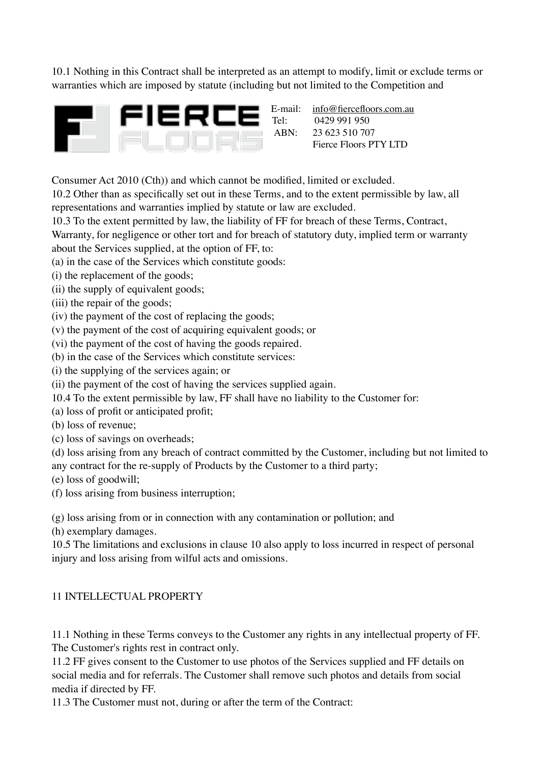10.1 Nothing in this Contract shall be interpreted as an attempt to modify, limit or exclude terms or warranties which are imposed by statute (including but not limited to the Competition and Consumer Act 2010 (Cth)) and which cannot be modified, limited or excluded.

10.2 Other than as specifically set out in these Terms, and to the extent permissible by law, all representations and warranties implied by statute or law are excluded.

10.3 To the extent permitted by law, the liability of FF for breach of these Terms, Contract, Warranty, for negligence or other tort and for breach of statutory duty, implied term or warranty about the Services supplied, at the option of FF, to:

(a) in the case of the Services which constitute goods:

(i) the replacement of the goods;

(ii) the supply of equivalent goods;

(iii) the repair of the goods;

(iv) the payment of the cost of replacing the goods;

(v) the payment of the cost of acquiring equivalent goods; or

(vi) the payment of the cost of having the goods repaired.

(b) in the case of the Services which constitute services:

(i) the supplying of the services again; or

(ii) the payment of the cost of having the services supplied again.

10.4 To the extent permissible by law, FF shall have no liability to the Customer for:

(a) loss of profit or anticipated profit;

(b) loss of revenue;

(c) loss of savings on overheads;

(d) loss arising from any breach of contract committed by the Customer, including but not limited to any contract for the re-supply of Products by the Customer to a third party;

(e) loss of goodwill;

(f) loss arising from business interruption;

(g) loss arising from or in connection with any contamination or pollution; and

(h) exemplary damages.

10.5 The limitations and exclusions in clause 10 also apply to loss incurred in respect of personal injury and loss arising from wilful acts and omissions.

## 11 INTELLECTUAL PROPERTY

11.1 Nothing in these Terms conveys to the Customer any rights in any intellectual property of FF. The Customer's rights rest in contract only.

11.2 FF gives consent to the Customer to use photos of the Services supplied and FF details on social media and for referrals. The Customer shall remove such photos and details from social media if directed by FF.

11.3 The Customer must not, during or after the term of the Contract: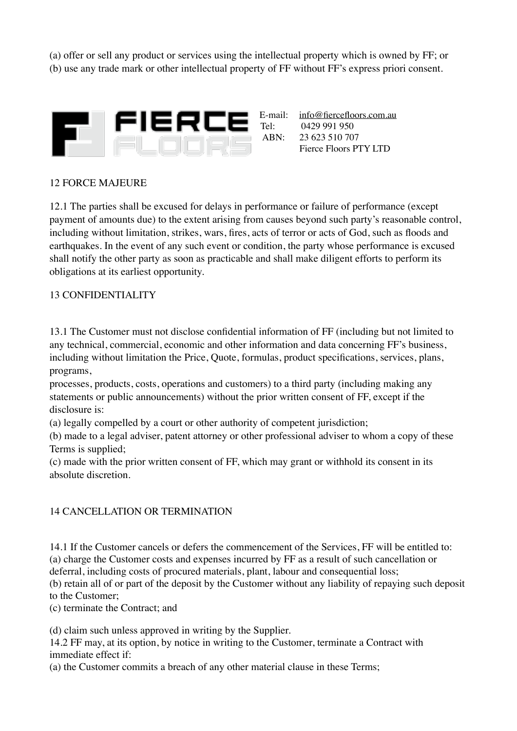(a) offer or sell any product or services using the intellectual property which is owned by FF; or
(b) use any trade mark or other intellectual property of FF without FF's express priori consent.

E-mail: info@fiercefloors.com.au
Tel: 0429 991 950
ABN: 23 623 510 707
Fierce Floors PTY LTD

## 12 FORCE MAJEURE

12.1 The parties shall be excused for delays in performance or failure of performance (except payment of amounts due) to the extent arising from causes beyond such party's reasonable control, including without limitation, strikes, wars, fires, acts of terror or acts of God, such as floods and earthquakes. In the event of any such event or condition, the party whose performance is excused shall notify the other party as soon as practicable and shall make diligent efforts to perform its obligations at its earliest opportunity.

## 13 CONFIDENTIALITY

13.1 The Customer must not disclose confidential information of FF (including but not limited to any technical, commercial, economic and other information and data concerning FF's business, including without limitation the Price, Quote, formulas, product specifications, services, plans, programs,
processes, products, costs, operations and customers) to a third party (including making any statements or public announcements) without the prior written consent of FF, except if the disclosure is:
(a) legally compelled by a court or other authority of competent jurisdiction;
(b) made to a legal adviser, patent attorney or other professional adviser to whom a copy of these Terms is supplied;
(c) made with the prior written consent of FF, which may grant or withhold its consent in its absolute discretion.

## 14 CANCELLATION OR TERMINATION

14.1 If the Customer cancels or defers the commencement of the Services, FF will be entitled to:
(a) charge the Customer costs and expenses incurred by FF as a result of such cancellation or deferral, including costs of procured materials, plant, labour and consequential loss;
(b) retain all of or part of the deposit by the Customer without any liability of repaying such deposit to the Customer;
(c) terminate the Contract; and

(d) claim such unless approved in writing by the Supplier.
14.2 FF may, at its option, by notice in writing to the Customer, terminate a Contract with immediate effect if:
(a) the Customer commits a breach of any other material clause in these Terms;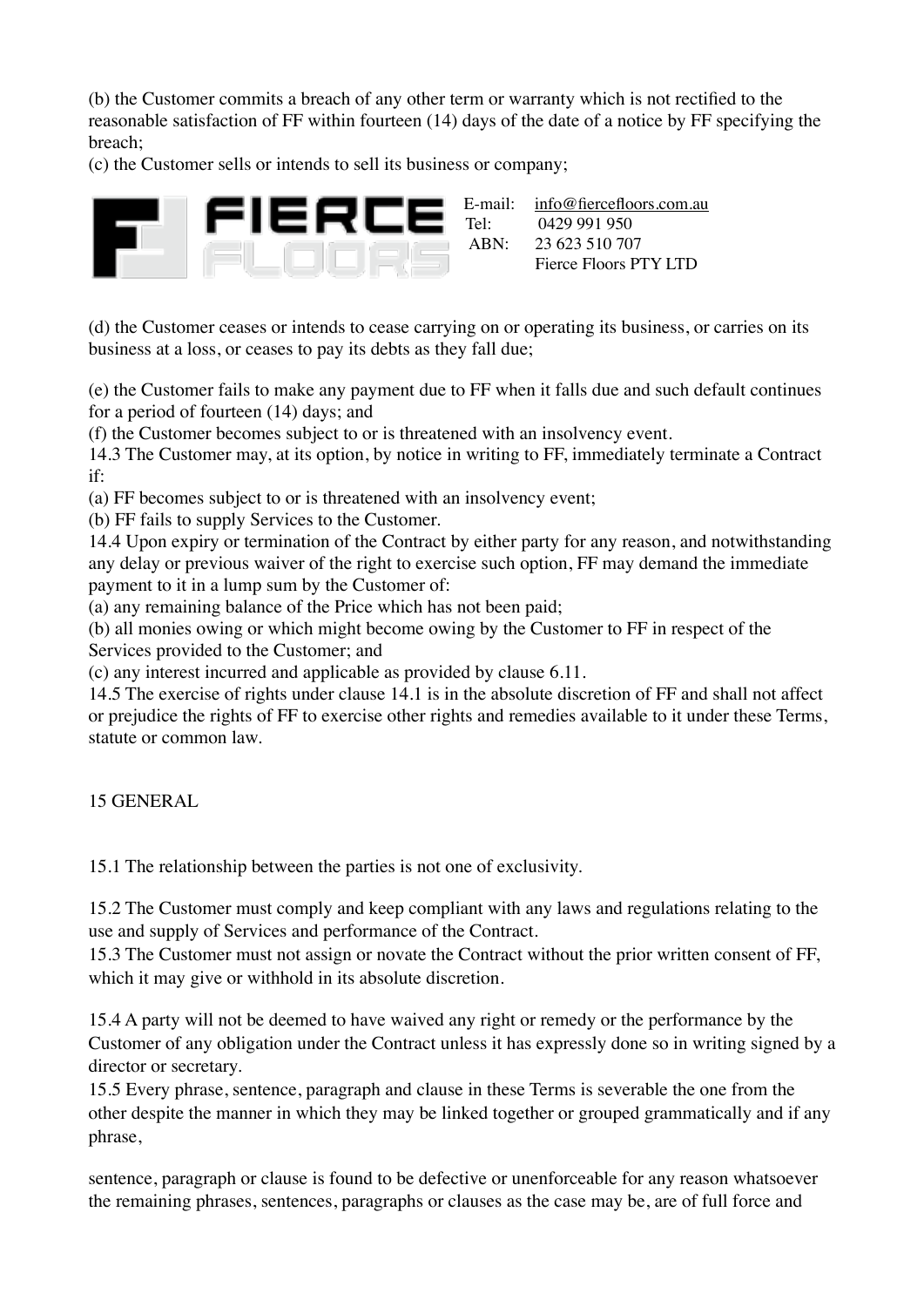(b) the Customer commits a breach of any other term or warranty which is not rectified to the reasonable satisfaction of FF within fourteen (14) days of the date of a notice by FF specifying the breach;

(c) the Customer sells or intends to sell its business or company;

(d) the Customer ceases or intends to cease carrying on or operating its business, or carries on its business at a loss, or ceases to pay its debts as they fall due;

(e) the Customer fails to make any payment due to FF when it falls due and such default continues for a period of fourteen (14) days; and

(f) the Customer becomes subject to or is threatened with an insolvency event.

14.3 The Customer may, at its option, by notice in writing to FF, immediately terminate a Contract if:

(a) FF becomes subject to or is threatened with an insolvency event;

(b) FF fails to supply Services to the Customer.

14.4 Upon expiry or termination of the Contract by either party for any reason, and notwithstanding any delay or previous waiver of the right to exercise such option, FF may demand the immediate payment to it in a lump sum by the Customer of:

(a) any remaining balance of the Price which has not been paid;

(b) all monies owing or which might become owing by the Customer to FF in respect of the Services provided to the Customer; and

(c) any interest incurred and applicable as provided by clause 6.11.

14.5 The exercise of rights under clause 14.1 is in the absolute discretion of FF and shall not affect or prejudice the rights of FF to exercise other rights and remedies available to it under these Terms, statute or common law.

## 15 GENERAL

15.1 The relationship between the parties is not one of exclusivity.

15.2 The Customer must comply and keep compliant with any laws and regulations relating to the use and supply of Services and performance of the Contract.

15.3 The Customer must not assign or novate the Contract without the prior written consent of FF, which it may give or withhold in its absolute discretion.

15.4 A party will not be deemed to have waived any right or remedy or the performance by the Customer of any obligation under the Contract unless it has expressly done so in writing signed by a director or secretary.

15.5 Every phrase, sentence, paragraph and clause in these Terms is severable the one from the other despite the manner in which they may be linked together or grouped grammatically and if any phrase, sentence, paragraph or clause is found to be defective or unenforceable for any reason whatsoever the remaining phrases, sentences, paragraphs or clauses as the case may be, are of full force and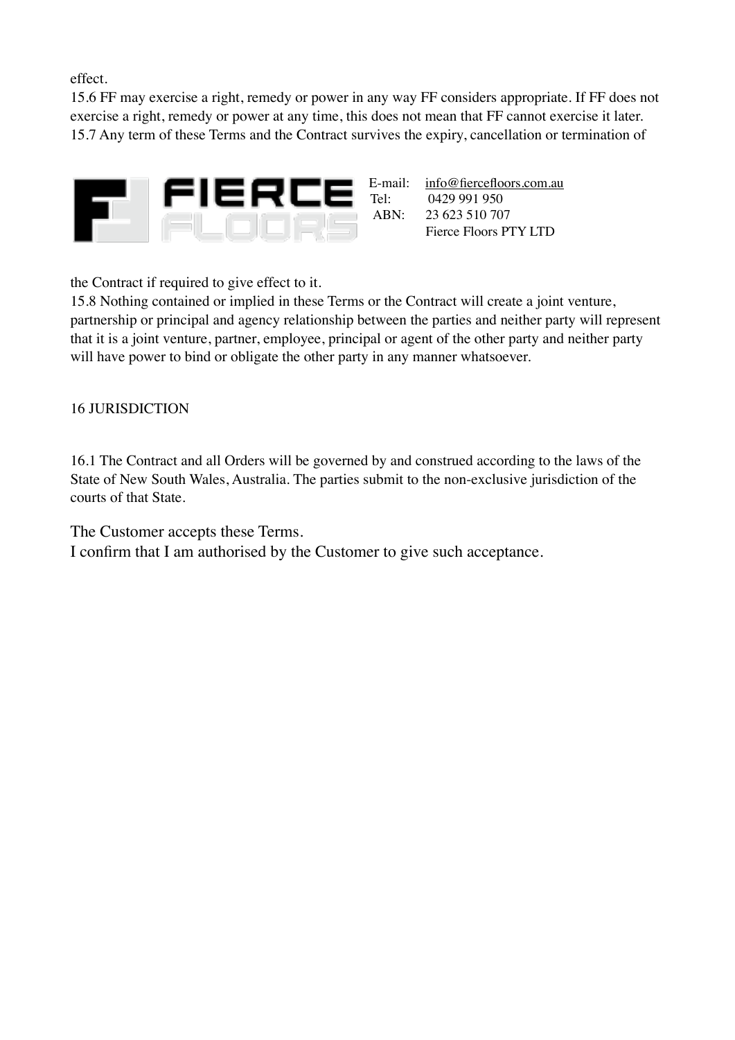effect.

15.6 FF may exercise a right, remedy or power in any way FF considers appropriate. If FF does not exercise a right, remedy or power at any time, this does not mean that FF cannot exercise it later.

15.7 Any term of these Terms and the Contract survives the expiry, cancellation or termination of the Contract if required to give effect to it.

15.8 Nothing contained or implied in these Terms or the Contract will create a joint venture, partnership or principal and agency relationship between the parties and neither party will represent that it is a joint venture, partner, employee, principal or agent of the other party and neither party will have power to bind or obligate the other party in any manner whatsoever.

16 JURISDICTION

16.1 The Contract and all Orders will be governed by and construed according to the laws of the State of New South Wales, Australia. The parties submit to the non-exclusive jurisdiction of the courts of that State.

The Customer accepts these Terms.
I confirm that I am authorised by the Customer to give such acceptance.